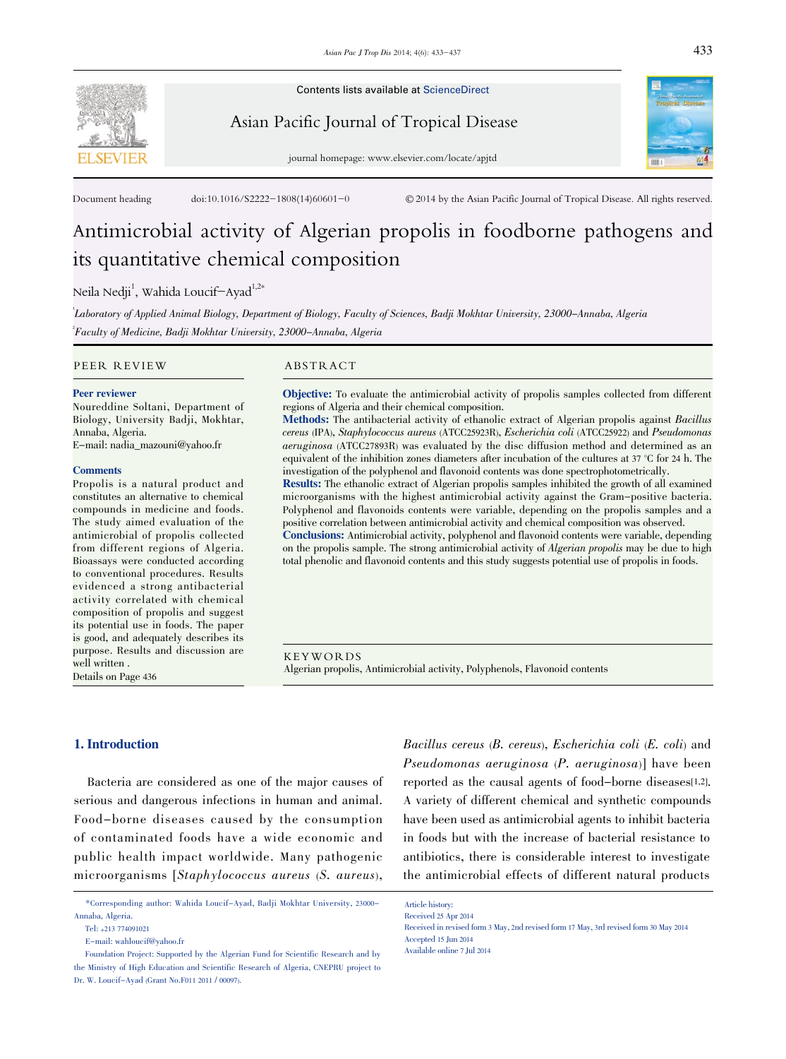Contents lists available at ScienceDirect

Asian Pacific Journal of Tropical Disease

journal homepage: www.elsevier.com/locate/apjtd

Document heading doi:10.1016/S2222-1808(14)60601-0 © 2014 by the Asian Pacific Journal of Tropical Disease. All rights reserved.

# Antimicrobial activity of Algerian propolis in foodborne pathogens and its quantitative chemical composition

Neila Nedji[1], Wahida Loucif-Ayad[1,2*]

[1]*Laboratory of Applied Animal Biology, Department of Biology, Faculty of Sciences, Badji Mokhtar University, 23000-Annaba, Algeria*

[2]*Faculty of Medicine, Badji Mokhtar University, 23000-Annaba, Algeria*

## PEER REVIEW

**Peer reviewer**

Noureddine Soltani, Department of Biology, University Badji, Mokhtar, Annaba, Algeria.
E-mail: nadia_mazouni@yahoo.fr

**Comments**

Propolis is a natural product and constitutes an alternative to chemical compounds in medicine and foods. The study aimed evaluation of the antimicrobial of propolis collected from different regions of Algeria. Bioassays were conducted according to conventional procedures. Results evidenced a strong antibacterial activity correlated with chemical composition of propolis and suggest its potential use in foods. The paper is good, and adequately describes its purpose. Results and discussion are well written .
Details on Page 436

## ABSTRACT

**Objective:** To evaluate the antimicrobial activity of propolis samples collected from different regions of Algeria and their chemical composition.
**Methods:** The antibacterial activity of ethanolic extract of Algerian propolis against *Bacillus cereus* (IPA), *Staphylococcus aureus* (ATCC25923R), *Escherichia coli* (ATCC25922) and *Pseudomonas aeruginosa* (ATCC27893R) was evaluated by the disc diffusion method and determined as an equivalent of the inhibition zones diameters after incubation of the cultures at 37 °C for 24 h. The investigation of the polyphenol and flavonoid contents was done spectrophotometrically.
**Results:** The ethanolic extract of Algerian propolis samples inhibited the growth of all examined microorganisms with the highest antimicrobial activity against the Gram-positive bacteria. Polyphenol and flavonoids contents were variable, depending on the propolis samples and a positive correlation between antimicrobial activity and chemical composition was observed.
**Conclusions:** Antimicrobial activity, polyphenol and flavonoid contents were variable, depending on the propolis sample. The strong antimicrobial activity of *Algerian propolis* may be due to high total phenolic and flavonoid contents and this study suggests potential use of propolis in foods.

## KEYWORDS

Algerian propolis, Antimicrobial activity, Polyphenols, Flavonoid contents

## 1. Introduction

Bacteria are considered as one of the major causes of serious and dangerous infections in human and animal. Food-borne diseases caused by the consumption of contaminated foods have a wide economic and public health impact worldwide. Many pathogenic microorganisms [*Staphylococcus aureus* (*S. aureus*), *Bacillus cereus* (*B. cereus*), *Escherichia coli* (*E. coli*) and *Pseudomonas aeruginosa* (*P. aeruginosa*)] have been reported as the causal agents of food-borne diseases[1,2]. A variety of different chemical and synthetic compounds have been used as antimicrobial agents to inhibit bacteria in foods but with the increase of bacterial resistance to antibiotics, there is considerable interest to investigate the antimicrobial effects of different natural products

*Corresponding author: Wahida Loucif-Ayad, Badji Mokhtar University, 23000-Annaba, Algeria.
Tel: +213 774091021
E-mail: wahloucif@yahoo.fr
Foundation Project: Supported by the Algerian Fund for Scientific Research and by the Ministry of High Education and Scientific Research of Algeria, CNEPRU project to Dr. W. Loucif-Ayad (Grant No.F011 2011 / 00097).

Article history:
Received 25 Apr 2014
Received in revised form 3 May, 2nd revised form 17 May, 3rd revised form 30 May 2014
Accepted 15 Jun 2014
Available online 7 Jul 2014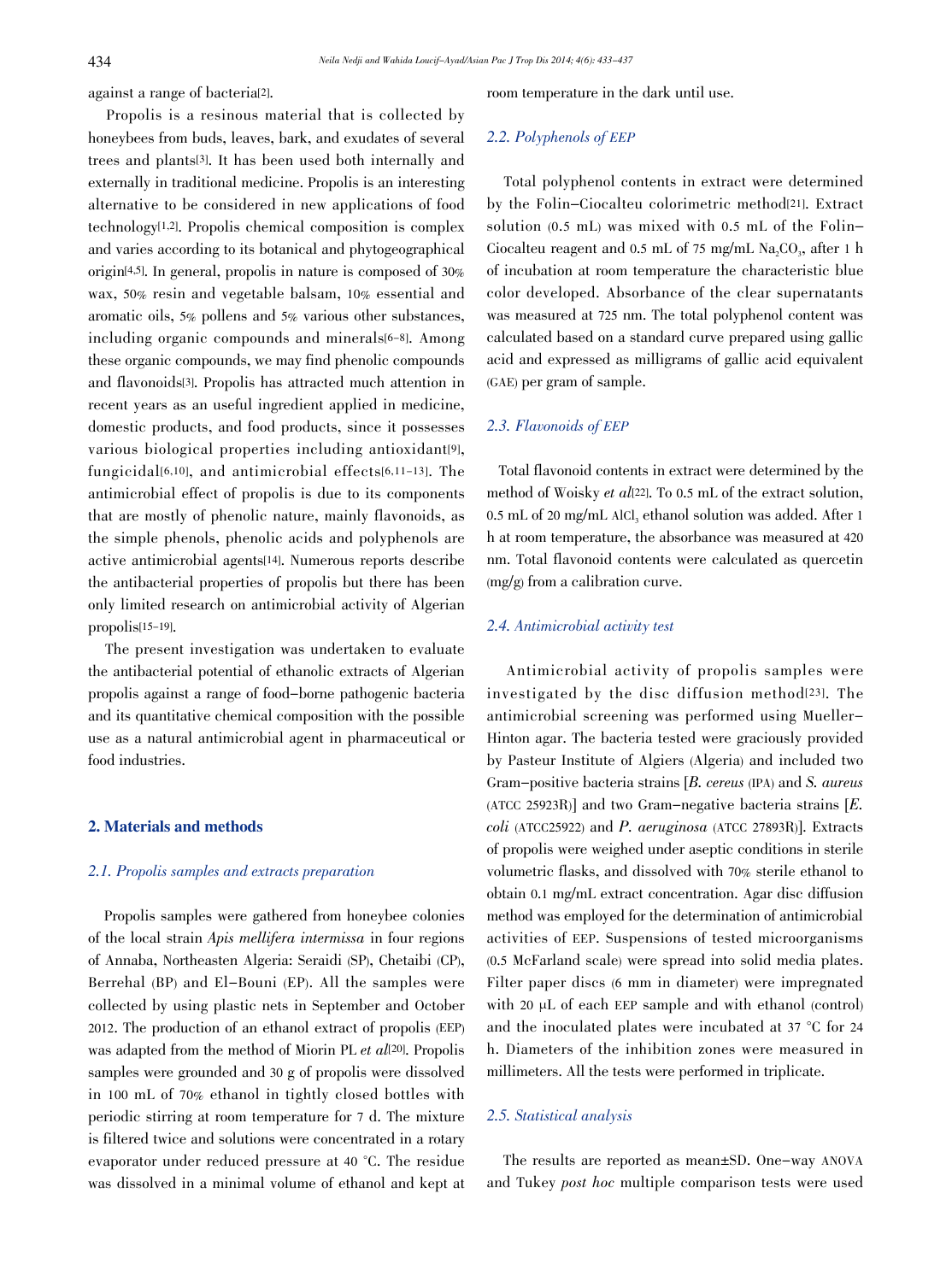against a range of bacteria[2].

Propolis is a resinous material that is collected by honeybees from buds, leaves, bark, and exudates of several trees and plants[3]. It has been used both internally and externally in traditional medicine. Propolis is an interesting alternative to be considered in new applications of food technology[1,2]. Propolis chemical composition is complex and varies according to its botanical and phytogeographical origin[4,5]. In general, propolis in nature is composed of 30% wax, 50% resin and vegetable balsam, 10% essential and aromatic oils, 5% pollens and 5% various other substances, including organic compounds and minerals[6-8]. Among these organic compounds, we may find phenolic compounds and flavonoids[3]. Propolis has attracted much attention in recent years as an useful ingredient applied in medicine, domestic products, and food products, since it possesses various biological properties including antioxidant[9], fungicidal[6,10], and antimicrobial effects[6,11-13]. The antimicrobial effect of propolis is due to its components that are mostly of phenolic nature, mainly flavonoids, as the simple phenols, phenolic acids and polyphenols are active antimicrobial agents[14]. Numerous reports describe the antibacterial properties of propolis but there has been only limited research on antimicrobial activity of Algerian propolis[15-19].

The present investigation was undertaken to evaluate the antibacterial potential of ethanolic extracts of Algerian propolis against a range of food-borne pathogenic bacteria and its quantitative chemical composition with the possible use as a natural antimicrobial agent in pharmaceutical or food industries.

## 2. Materials and methods

### 2.1. Propolis samples and extracts preparation

Propolis samples were gathered from honeybee colonies of the local strain *Apis mellifera intermissa* in four regions of Annaba, Northeasten Algeria: Seraidi (SP), Chetaibi (CP), Berrehal (BP) and El-Bouni (EP). All the samples were collected by using plastic nets in September and October 2012. The production of an ethanol extract of propolis (EEP) was adapted from the method of Miorin PL *et al*[20]. Propolis samples were grounded and 30 g of propolis were dissolved in 100 mL of 70% ethanol in tightly closed bottles with periodic stirring at room temperature for 7 d. The mixture is filtered twice and solutions were concentrated in a rotary evaporator under reduced pressure at 40 °C. The residue was dissolved in a minimal volume of ethanol and kept at room temperature in the dark until use.

### 2.2. Polyphenols of EEP

Total polyphenol contents in extract were determined by the Folin-Ciocalteu colorimetric method[21]. Extract solution (0.5 mL) was mixed with 0.5 mL of the Folin-Ciocalteu reagent and 0.5 mL of 75 mg/mL $Na_2CO_3$, after 1 h of incubation at room temperature the characteristic blue color developed. Absorbance of the clear supernatants was measured at 725 nm. The total polyphenol content was calculated based on a standard curve prepared using gallic acid and expressed as milligrams of gallic acid equivalent (GAE) per gram of sample.

### 2.3. Flavonoids of EEP

Total flavonoid contents in extract were determined by the method of Woisky *et al*[22]. To 0.5 mL of the extract solution, 0.5 mL of 20 mg/mL $AlCl_3$ ethanol solution was added. After 1 h at room temperature, the absorbance was measured at 420 nm. Total flavonoid contents were calculated as quercetin (mg/g) from a calibration curve.

### 2.4. Antimicrobial activity test

Antimicrobial activity of propolis samples were investigated by the disc diffusion method[23]. The antimicrobial screening was performed using Mueller-Hinton agar. The bacteria tested were graciously provided by Pasteur Institute of Algiers (Algeria) and included two Gram-positive bacteria strains [*B. cereus* (IPA) and *S. aureus* (ATCC 25923R)] and two Gram-negative bacteria strains [*E. coli* (ATCC25922) and *P. aeruginosa* (ATCC 27893R)]. Extracts of propolis were weighed under aseptic conditions in sterile volumetric flasks, and dissolved with 70% sterile ethanol to obtain 0.1 mg/mL extract concentration. Agar disc diffusion method was employed for the determination of antimicrobial activities of EEP. Suspensions of tested microorganisms (0.5 McFarland scale) were spread into solid media plates. Filter paper discs (6 mm in diameter) were impregnated with 20 μL of each EEP sample and with ethanol (control) and the inoculated plates were incubated at 37 °C for 24 h. Diameters of the inhibition zones were measured in millimeters. All the tests were performed in triplicate.

### 2.5. Statistical analysis

The results are reported as mean±SD. One-way ANOVA and Tukey *post hoc* multiple comparison tests were used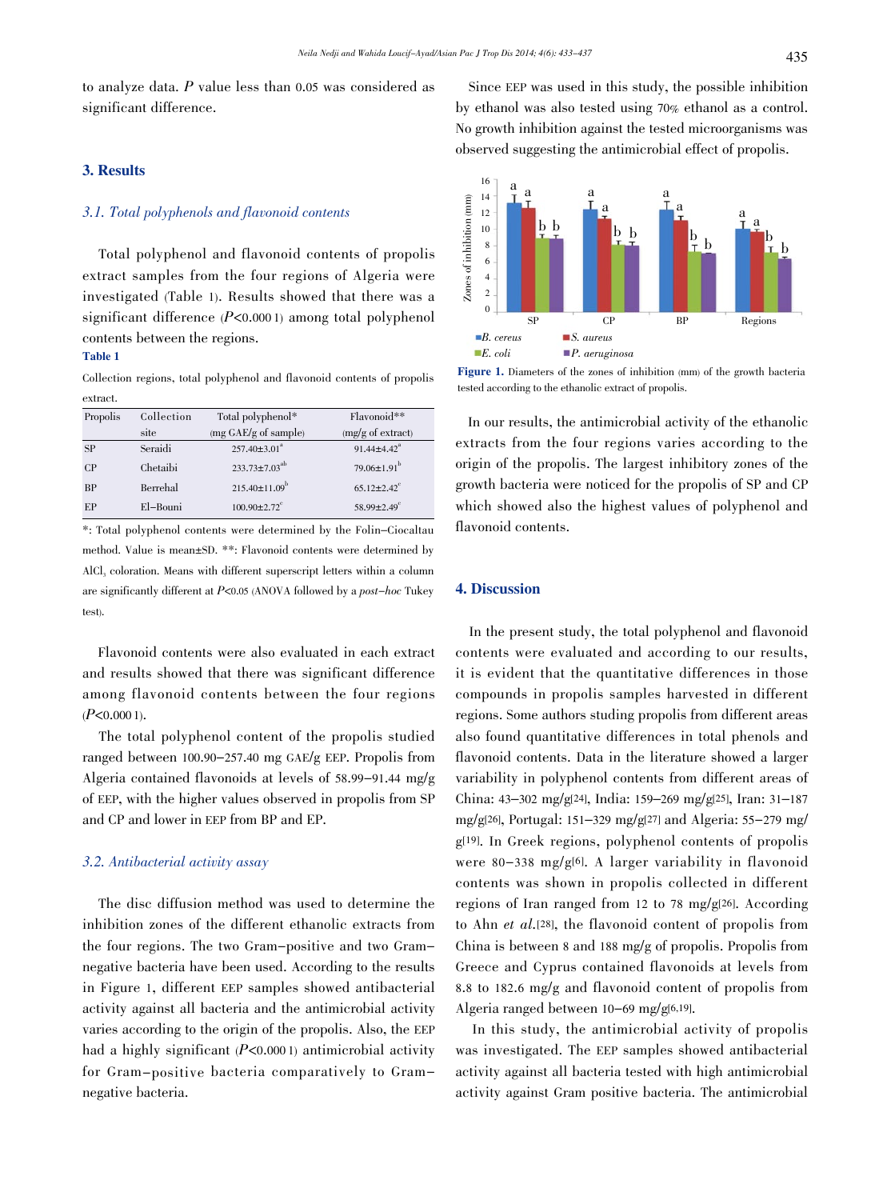to analyze data. $P$ value less than 0.05 was considered as significant difference.

## 3. Results

### 3.1. Total polyphenols and flavonoid contents

Total polyphenol and flavonoid contents of propolis extract samples from the four regions of Algeria were investigated (Table 1). Results showed that there was a significant difference ($P$<0.000 1) among total polyphenol contents between the regions.

**Table 1**

Collection regions, total polyphenol and flavonoid contents of propolis extract.

| Propolis | Collection site | Total polyphenol* (mg GAE/g of sample) | Flavonoid** (mg/g of extract) |
|---|---|---|---|
| SP | Seraidi | 257.40±3.01$^{a}$ | 91.44±4.42$^{a}$ |
| CP | Chetaibi | 233.73±7.03$^{ab}$ | 79.06±1.91$^{b}$ |
| BP | Berrehal | 215.40±11.09$^{b}$ | 65.12±2.42$^{c}$ |
| EP | El-Bouni | 100.90±2.72$^{c}$ | 58.99±2.49$^{c}$ |

*: Total polyphenol contents were determined by the Folin–Ciocaltau method. Value is mean±SD. **: Flavonoid contents were determined by $AlCl_3$ coloration. Means with different superscript letters within a column are significantly different at $P$<0.05 (ANOVA followed by a *post–hoc* Tukey test).

Flavonoid contents were also evaluated in each extract and results showed that there was significant difference among flavonoid contents between the four regions ($P$<0.000 1).

The total polyphenol content of the propolis studied ranged between 100.90–257.40 mg GAE/g EEP. Propolis from Algeria contained flavonoids at levels of 58.99–91.44 mg/g of EEP, with the higher values observed in propolis from SP and CP and lower in EEP from BP and EP.

### 3.2. Antibacterial activity assay

The disc diffusion method was used to determine the inhibition zones of the different ethanolic extracts from the four regions. The two Gram–positive and two Gram–negative bacteria have been used. According to the results in Figure 1, different EEP samples showed antibacterial activity against all bacteria and the antimicrobial activity varies according to the origin of the propolis. Also, the EEP had a highly significant ($P$<0.000 1) antimicrobial activity for Gram–positive bacteria comparatively to Gram–negative bacteria.

Since EEP was used in this study, the possible inhibition by ethanol was also tested using 70% ethanol as a control. No growth inhibition against the tested microorganisms was observed suggesting the antimicrobial effect of propolis.

**Figure 1.** Diameters of the zones of inhibition (mm) of the growth bacteria tested according to the ethanolic extract of propolis.

In our results, the antimicrobial activity of the ethanolic extracts from the four regions varies according to the origin of the propolis. The largest inhibitory zones of the growth bacteria were noticed for the propolis of SP and CP which showed also the highest values of polyphenol and flavonoid contents.

## 4. Discussion

In the present study, the total polyphenol and flavonoid contents were evaluated and according to our results, it is evident that the quantitative differences in those compounds in propolis samples harvested in different regions. Some authors studing propolis from different areas also found quantitative differences in total phenols and flavonoid contents. Data in the literature showed a larger variability in polyphenol contents from different areas of China: 43–302 mg/g[24], India: 159–269 mg/g[25], Iran: 31–187 mg/g[26], Portugal: 151–329 mg/g[27] and Algeria: 55–279 mg/g[19]. In Greek regions, polyphenol contents of propolis were 80–338 mg/g[6]. A larger variability in flavonoid contents was shown in propolis collected in different regions of Iran ranged from 12 to 78 mg/g[26]. According to Ahn *et al.*[28], the flavonoid content of propolis from China is between 8 and 188 mg/g of propolis. Propolis from Greece and Cyprus contained flavonoids at levels from 8.8 to 182.6 mg/g and flavonoid content of propolis from Algeria ranged between 10–69 mg/g[6,19].

In this study, the antimicrobial activity of propolis was investigated. The EEP samples showed antibacterial activity against all bacteria tested with high antimicrobial activity against Gram positive bacteria. The antimicrobial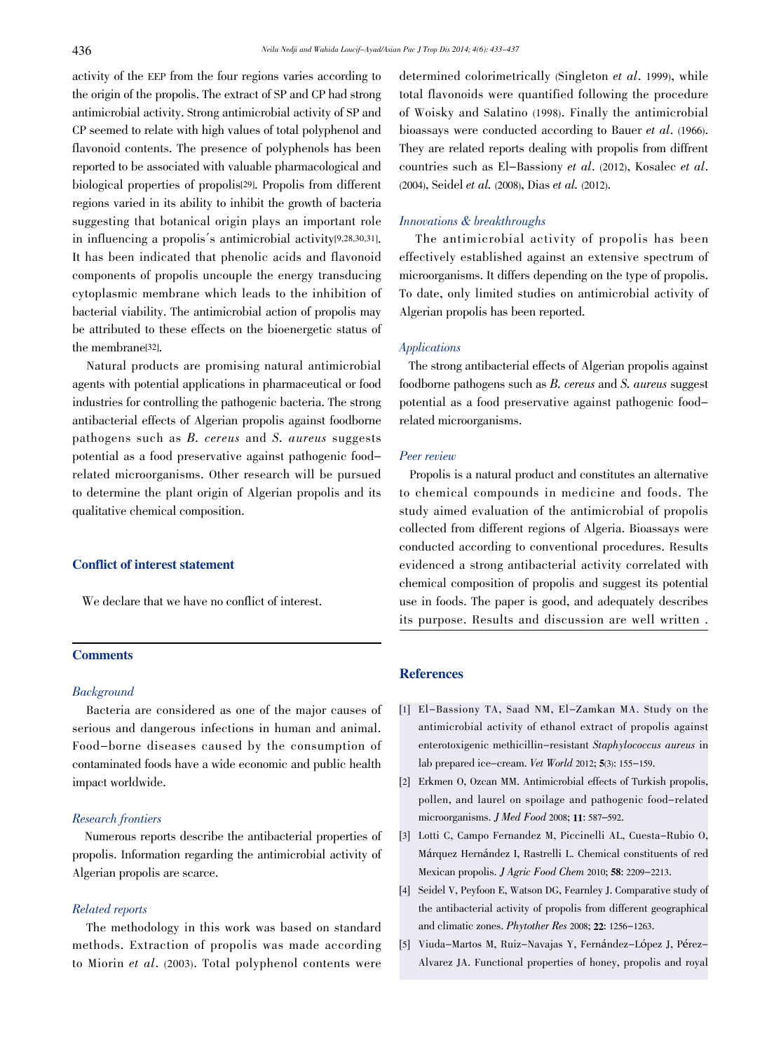activity of the EEP from the four regions varies according to the origin of the propolis. The extract of SP and CP had strong antimicrobial activity. Strong antimicrobial activity of SP and CP seemed to relate with high values of total polyphenol and flavonoid contents. The presence of polyphenols has been reported to be associated with valuable pharmacological and biological properties of propolis[29]. Propolis from different regions varied in its ability to inhibit the growth of bacteria suggesting that botanical origin plays an important role in influencing a propolis´s antimicrobial activity[9,28,30,31]. It has been indicated that phenolic acids and flavonoid components of propolis uncouple the energy transducing cytoplasmic membrane which leads to the inhibition of bacterial viability. The antimicrobial action of propolis may be attributed to these effects on the bioenergetic status of the membrane[32].

Natural products are promising natural antimicrobial agents with potential applications in pharmaceutical or food industries for controlling the pathogenic bacteria. The strong antibacterial effects of Algerian propolis against foodborne pathogens such as *B. cereus* and *S. aureus* suggests potential as a food preservative against pathogenic food-related microorganisms. Other research will be pursued to determine the plant origin of Algerian propolis and its qualitative chemical composition.

## Conflict of interest statement

We declare that we have no conflict of interest.

## Comments

### *Background*

Bacteria are considered as one of the major causes of serious and dangerous infections in human and animal. Food-borne diseases caused by the consumption of contaminated foods have a wide economic and public health impact worldwide.

### *Research frontiers*

Numerous reports describe the antibacterial properties of propolis. Information regarding the antimicrobial activity of Algerian propolis are scarce.

### *Related reports*

The methodology in this work was based on standard methods. Extraction of propolis was made according to Miorin *et al*. (2003). Total polyphenol contents were determined colorimetrically (Singleton *et al*. 1999), while total flavonoids were quantified following the procedure of Woisky and Salatino (1998). Finally the antimicrobial bioassays were conducted according to Bauer *et al*. (1966). They are related reports dealing with propolis from diffrent countries such as El-Bassiony *et al*. (2012), Kosalec *et al*. (2004), Seidel *et al.* (2008), Dias *et al.* (2012).

### *Innovations & breakthroughs*

The antimicrobial activity of propolis has been effectively established against an extensive spectrum of microorganisms. It differs depending on the type of propolis. To date, only limited studies on antimicrobial activity of Algerian propolis has been reported.

### *Applications*

The strong antibacterial effects of Algerian propolis against foodborne pathogens such as *B. cereus* and *S. aureus* suggest potential as a food preservative against pathogenic food-related microorganisms.

### *Peer review*

Propolis is a natural product and constitutes an alternative to chemical compounds in medicine and foods. The study aimed evaluation of the antimicrobial of propolis collected from different regions of Algeria. Bioassays were conducted according to conventional procedures. Results evidenced a strong antibacterial activity correlated with chemical composition of propolis and suggest its potential use in foods. The paper is good, and adequately describes its purpose. Results and discussion are well written .

## References

[1] El-Bassiony TA, Saad NM, El-Zamkan MA. Study on the antimicrobial activity of ethanol extract of propolis against enterotoxigenic methicillin-resistant *Staphylococcus aureus* in lab prepared ice-cream. *Vet World* 2012; **5**(3): 155-159.

[2] Erkmen O, Ozcan MM. Antimicrobial effects of Turkish propolis, pollen, and laurel on spoilage and pathogenic food-related microorganisms. *J Med Food* 2008; **11**: 587-592.

[3] Lotti C, Campo Fernandez M, Piccinelli AL, Cuesta-Rubio O, Márquez Hernández I, Rastrelli L. Chemical constituents of red Mexican propolis. *J Agric Food Chem* 2010; **58**: 2209-2213.

[4] Seidel V, Peyfoon E, Watson DG, Fearnley J. Comparative study of the antibacterial activity of propolis from different geographical and climatic zones. *Phytother Res* 2008; **22**: 1256-1263.

[5] Viuda-Martos M, Ruiz-Navajas Y, Fernández-López J, Pérez-Alvarez JA. Functional properties of honey, propolis and royal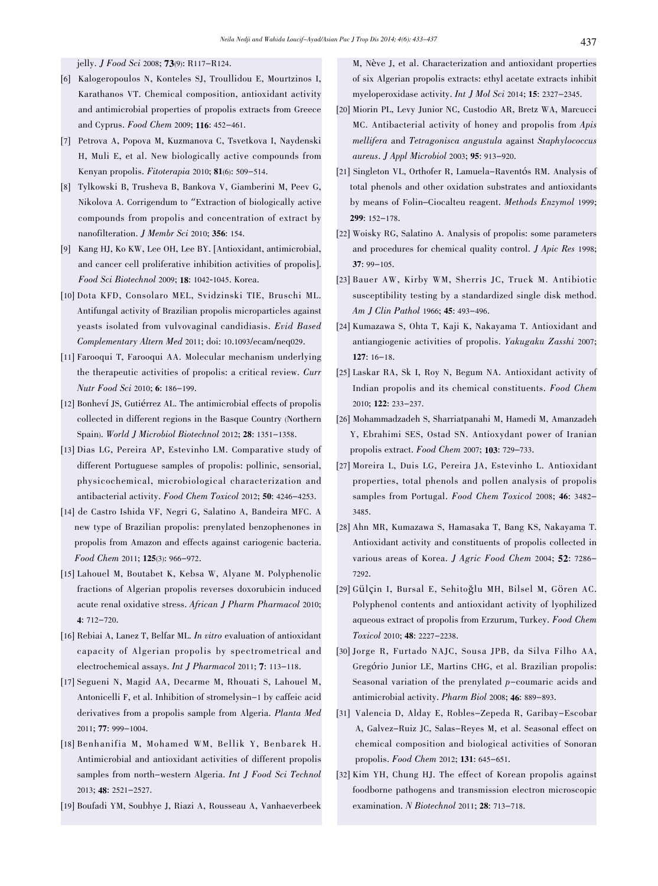jelly. *J Food Sci* 2008; **73**(9): R117–R124.

[6] Kalogeropoulos N, Konteles SJ, Troullidou E, Mourtzinos I, Karathanos VT. Chemical composition, antioxidant activity and antimicrobial properties of propolis extracts from Greece and Cyprus. *Food Chem* 2009; **116**: 452–461.

[7] Petrova A, Popova M, Kuzmanova C, Tsvetkova I, Naydenski H, Muli E, et al. New biologically active compounds from Kenyan propolis. *Fitoterapia* 2010; **81**(6): 509–514.

[8] Tylkowski B, Trusheva B, Bankova V, Giamberini M, Peev G, Nikolova A. Corrigendum to "Extraction of biologically active compounds from propolis and concentration of extract by nanofilteration. *J Membr Sci* 2010; **356**: 154.

[9] Kang HJ, Ko KW, Lee OH, Lee BY. [Antioxidant, antimicrobial, and cancer cell proliferative inhibition activities of propolis]. *Food Sci Biotechnol* 2009; **18**: 1042-1045. Korea.

[10] Dota KFD, Consolaro MEL, Svidzinski TIE, Bruschi ML. Antifungal activity of Brazilian propolis microparticles against yeasts isolated from vulvovaginal candidiasis. *Evid Based Complementary Altern Med* 2011; doi: 10.1093/ecam/neq029.

[11] Farooqui T, Farooqui AA. Molecular mechanism underlying the therapeutic activities of propolis: a critical review. *Curr Nutr Food Sci* 2010; **6**: 186–199.

[12] Bonhеví JS, Gutiérrez AL. The antimicrobial effects of propolis collected in different regions in the Basque Country (Northern Spain). *World J Microbiol Biotechnol* 2012; **28**: 1351–1358.

[13] Dias LG, Pereira AP, Estevinho LM. Comparative study of different Portuguese samples of propolis: pollinic, sensorial, physicochemical, microbiological characterization and antibacterial activity. *Food Chem Toxicol* 2012; **50**: 4246–4253.

[14] de Castro Ishida VF, Negri G, Salatino A, Bandeira MFC. A new type of Brazilian propolis: prenylated benzophenones in propolis from Amazon and effects against cariogenic bacteria. *Food Chem* 2011; **125**(3): 966–972.

[15] Lahouel M, Boutabet K, Kebsa W, Alyane M. Polyphenolic fractions of Algerian propolis reverses doxorubicin induced acute renal oxidative stress. *African J Pharm Pharmacol* 2010; **4**: 712–720.

[16] Rebiai A, Lanez T, Belfar ML. *In vitro* evaluation of antioxidant capacity of Algerian propolis by spectrometrical and electrochemical assays. *Int J Pharmacol* 2011; **7**: 113–118.

[17] Segueni N, Magid AA, Decarme M, Rhouati S, Lahouel M, Antonicelli F, et al. Inhibition of stromelysin-1 by caffeic acid derivatives from a propolis sample from Algeria. *Planta Med* 2011; **77**: 999–1004.

[18] Benhanifia M, Mohamed WM, Bellik Y, Benbarek H. Antimicrobial and antioxidant activities of different propolis samples from north-western Algeria. *Int J Food Sci Technol* 2013; **48**: 2521–2527.

[19] Boufadi YM, Soubhye J, Riazi A, Rousseau A, Vanhaeverbeek M, Nève J, et al. Characterization and antioxidant properties of six Algerian propolis extracts: ethyl acetate extracts inhibit myeloperoxidase activity. *Int J Mol Sci* 2014; **15**: 2327–2345.

[20] Miorin PL, Levy Junior NC, Custodio AR, Bretz WA, Marcucci MC. Antibacterial activity of honey and propolis from *Apis mellifera* and *Tetragonisca angustula* against *Staphylococcus aureus*. *J Appl Microbiol* 2003; **95**: 913–920.

[21] Singleton VL, Orthofer R, Lamuela-Raventós RM. Analysis of total phenols and other oxidation substrates and antioxidants by means of Folin-Ciocalteu reagent. *Methods Enzymol* 1999; **299**: 152–178.

[22] Woisky RG, Salatino A. Analysis of propolis: some parameters and procedures for chemical quality control. *J Apic Res* 1998; **37**: 99–105.

[23] Bauer AW, Kirby WM, Sherris JC, Truck M. Antibiotic susceptibility testing by a standardized single disk method. *Am J Clin Pathol* 1966; **45**: 493–496.

[24] Kumazawa S, Ohta T, Kaji K, Nakayama T. Antioxidant and antiangiogenic activities of propolis. *Yakugaku Zasshi* 2007; **127**: 16–18.

[25] Laskar RA, Sk I, Roy N, Begum NA. Antioxidant activity of Indian propolis and its chemical constituents. *Food Chem* 2010; **122**: 233–237.

[26] Mohammadzadeh S, Sharriatpanahi M, Hamedi M, Amanzadeh Y, Ebrahimi SES, Ostad SN. Antioxydant power of Iranian propolis extract. *Food Chem* 2007; **103**: 729–733.

[27] Moreira L, Duis LG, Pereira JA, Estevinho L. Antioxidant properties, total phenols and pollen analysis of propolis samples from Portugal. *Food Chem Toxicol* 2008; **46**: 3482–3485.

[28] Ahn MR, Kumazawa S, Hamasaka T, Bang KS, Nakayama T. Antioxidant activity and constituents of propolis collected in various areas of Korea. *J Agric Food Chem* 2004; **52**: 7286–7292.

[29] Gülçin I, Bursal E, Sehitoğlu MH, Bilsel M, Gören AC. Polyphenol contents and antioxidant activity of lyophilized aqueous extract of propolis from Erzurum, Turkey. *Food Chem Toxicol* 2010; **48**: 2227–2238.

[30] Jorge R, Furtado NAJC, Sousa JPB, da Silva Filho AA, Gregório Junior LE, Martins CHG, et al. Brazilian propolis: Seasonal variation of the prenylated *p*-coumaric acids and antimicrobial activity. *Pharm Biol* 2008; **46**: 889–893.

[31] Valencia D, Alday E, Robles-Zepeda R, Garibay-Escobar A, Galvez-Ruiz JC, Salas-Reyes M, et al. Seasonal effect on chemical composition and biological activities of Sonoran propolis. *Food Chem* 2012; **131**: 645–651.

[32] Kim YH, Chung HJ. The effect of Korean propolis against foodborne pathogens and transmission electron microscopic examination. *N Biotechnol* 2011; **28**: 713–718.